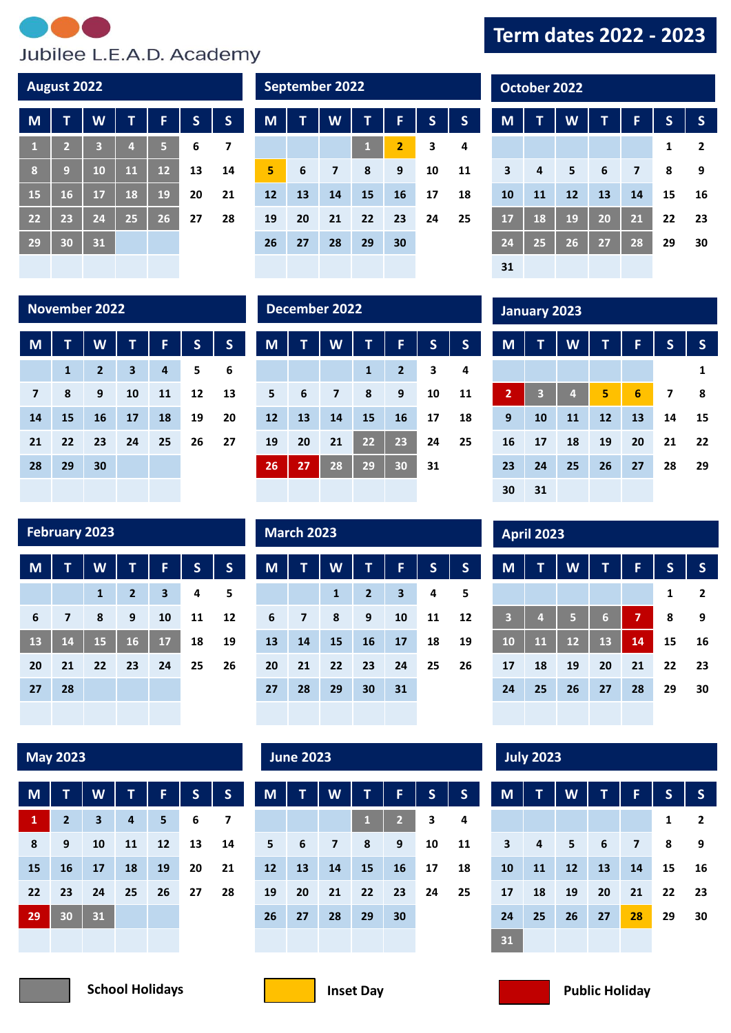# Jubilee L.E.A.D. Academy

# Term dates 2022 - 2023

## August 2022

| M | T | W | T | F | S | S |
|---|---|---|---|---|---|---|
| 1 | 2 | 3 | 4 | 5 | 6 | 7 |
| 8 | 9 | 10 | 11 | 12 | 13 | 14 |
| 15 | 16 | 17 | 18 | 19 | 20 | 21 |
| 22 | 23 | 24 | 25 | 26 | 27 | 28 |
| 29 | 30 | 31 | | | | |

## September 2022

| M | T | W | T | F | S | S |
|---|---|---|---|---|---|---|
| | | | 1 | 2 | 3 | 4 |
| 5 | 6 | 7 | 8 | 9 | 10 | 11 |
| 12 | 13 | 14 | 15 | 16 | 17 | 18 |
| 19 | 20 | 21 | 22 | 23 | 24 | 25 |
| 26 | 27 | 28 | 29 | 30 | | |

## October 2022

| M | T | W | T | F | S | S |
|---|---|---|---|---|---|---|
| | | | | | 1 | 2 |
| 3 | 4 | 5 | 6 | 7 | 8 | 9 |
| 10 | 11 | 12 | 13 | 14 | 15 | 16 |
| 17 | 18 | 19 | 20 | 21 | 22 | 23 |
| 24 | 25 | 26 | 27 | 28 | 29 | 30 |
| 31 | | | | | | |

## November 2022

| M | T | W | T | F | S | S |
|---|---|---|---|---|---|---|
| | 1 | 2 | 3 | 4 | 5 | 6 |
| 7 | 8 | 9 | 10 | 11 | 12 | 13 |
| 14 | 15 | 16 | 17 | 18 | 19 | 20 |
| 21 | 22 | 23 | 24 | 25 | 26 | 27 |
| 28 | 29 | 30 | | | | |

## December 2022

| M | T | W | T | F | S | S |
|---|---|---|---|---|---|---|
| | | | 1 | 2 | 3 | 4 |
| 5 | 6 | 7 | 8 | 9 | 10 | 11 |
| 12 | 13 | 14 | 15 | 16 | 17 | 18 |
| 19 | 20 | 21 | 22 | 23 | 24 | 25 |
| 26 | 27 | 28 | 29 | 30 | 31 | |

## January 2023

| M | T | W | T | F | S | S |
|---|---|---|---|---|---|---|
| | | | | | | 1 |
| 2 | 3 | 4 | 5 | 6 | 7 | 8 |
| 9 | 10 | 11 | 12 | 13 | 14 | 15 |
| 16 | 17 | 18 | 19 | 20 | 21 | 22 |
| 23 | 24 | 25 | 26 | 27 | 28 | 29 |
| 30 | 31 | | | | | |

## February 2023

| M | T | W | T | F | S | S |
|---|---|---|---|---|---|---|
| | | 1 | 2 | 3 | 4 | 5 |
| 6 | 7 | 8 | 9 | 10 | 11 | 12 |
| 13 | 14 | 15 | 16 | 17 | 18 | 19 |
| 20 | 21 | 22 | 23 | 24 | 25 | 26 |
| 27 | 28 | | | | | |

## March 2023

| M | T | W | T | F | S | S |
|---|---|---|---|---|---|---|
| | | 1 | 2 | 3 | 4 | 5 |
| 6 | 7 | 8 | 9 | 10 | 11 | 12 |
| 13 | 14 | 15 | 16 | 17 | 18 | 19 |
| 20 | 21 | 22 | 23 | 24 | 25 | 26 |
| 27 | 28 | 29 | 30 | 31 | | |

## April 2023

| M | T | W | T | F | S | S |
|---|---|---|---|---|---|---|
| | | | | | 1 | 2 |
| 3 | 4 | 5 | 6 | 7 | 8 | 9 |
| 10 | 11 | 12 | 13 | 14 | 15 | 16 |
| 17 | 18 | 19 | 20 | 21 | 22 | 23 |
| 24 | 25 | 26 | 27 | 28 | 29 | 30 |

## May 2023

| M | T | W | T | F | S | S |
|---|---|---|---|---|---|---|
| 1 | 2 | 3 | 4 | 5 | 6 | 7 |
| 8 | 9 | 10 | 11 | 12 | 13 | 14 |
| 15 | 16 | 17 | 18 | 19 | 20 | 21 |
| 22 | 23 | 24 | 25 | 26 | 27 | 28 |
| 29 | 30 | 31 | | | | |

## June 2023

| M | T | W | T | F | S | S |
|---|---|---|---|---|---|---|
| | | | 1 | 2 | 3 | 4 |
| 5 | 6 | 7 | 8 | 9 | 10 | 11 |
| 12 | 13 | 14 | 15 | 16 | 17 | 18 |
| 19 | 20 | 21 | 22 | 23 | 24 | 25 |
| 26 | 27 | 28 | 29 | 30 | | |

## July 2023

| M | T | W | T | F | S | S |
|---|---|---|---|---|---|---|
| | | | | | 1 | 2 |
| 3 | 4 | 5 | 6 | 7 | 8 | 9 |
| 10 | 11 | 12 | 13 | 14 | 15 | 16 |
| 17 | 18 | 19 | 20 | 21 | 22 | 23 |
| 24 | 25 | 26 | 27 | 28 | 29 | 30 |
| 31 | | | | | | |

**School Holidays** **Inset Day** **Public Holiday**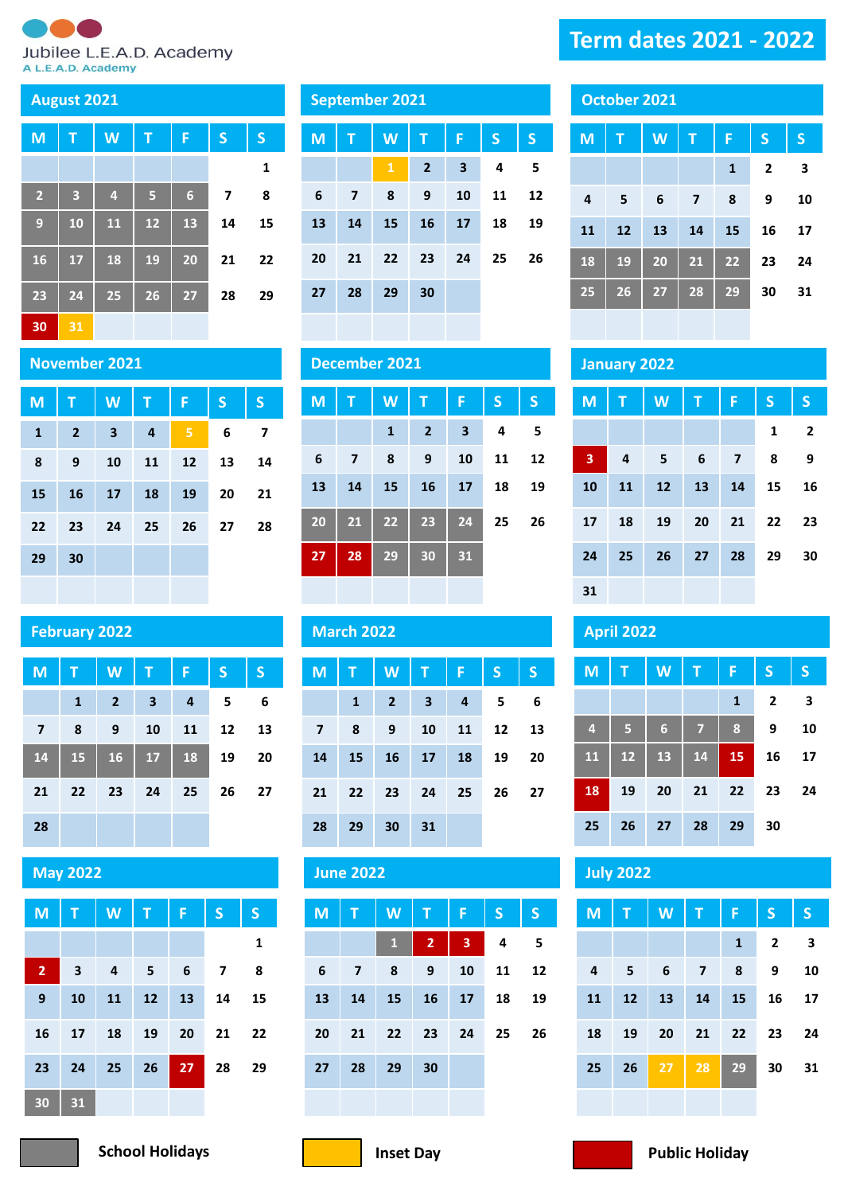Jubilee L.E.A.D. Academy
A L.E.A.D. Academy

# Term dates 2021 - 2022

## August 2021

| M | T | W | T | F | S | S |
|---|---|---|---|---|---|---|
| | | | | | | 1 |
| 2 | 3 | 4 | 5 | 6 | 7 | 8 |
| 9 | 10 | 11 | 12 | 13 | 14 | 15 |
| 16 | 17 | 18 | 19 | 20 | 21 | 22 |
| 23 | 24 | 25 | 26 | 27 | 28 | 29 |
| 30 | 31 | | | | | |

## September 2021

| M | T | W | T | F | S | S |
|---|---|---|---|---|---|---|
| | | 1 | 2 | 3 | 4 | 5 |
| 6 | 7 | 8 | 9 | 10 | 11 | 12 |
| 13 | 14 | 15 | 16 | 17 | 18 | 19 |
| 20 | 21 | 22 | 23 | 24 | 25 | 26 |
| 27 | 28 | 29 | 30 | | | |

## October 2021

| M | T | W | T | F | S | S |
|---|---|---|---|---|---|---|
| | | | | 1 | 2 | 3 |
| 4 | 5 | 6 | 7 | 8 | 9 | 10 |
| 11 | 12 | 13 | 14 | 15 | 16 | 17 |
| 18 | 19 | 20 | 21 | 22 | 23 | 24 |
| 25 | 26 | 27 | 28 | 29 | 30 | 31 |

## November 2021

| M | T | W | T | F | S | S |
|---|---|---|---|---|---|---|
| 1 | 2 | 3 | 4 | 5 | 6 | 7 |
| 8 | 9 | 10 | 11 | 12 | 13 | 14 |
| 15 | 16 | 17 | 18 | 19 | 20 | 21 |
| 22 | 23 | 24 | 25 | 26 | 27 | 28 |
| 29 | 30 | | | | | |

## December 2021

| M | T | W | T | F | S | S |
|---|---|---|---|---|---|---|
| | | 1 | 2 | 3 | 4 | 5 |
| 6 | 7 | 8 | 9 | 10 | 11 | 12 |
| 13 | 14 | 15 | 16 | 17 | 18 | 19 |
| 20 | 21 | 22 | 23 | 24 | 25 | 26 |
| 27 | 28 | 29 | 30 | 31 | | |

## January 2022

| M | T | W | T | F | S | S |
|---|---|---|---|---|---|---|
| | | | | | 1 | 2 |
| 3 | 4 | 5 | 6 | 7 | 8 | 9 |
| 10 | 11 | 12 | 13 | 14 | 15 | 16 |
| 17 | 18 | 19 | 20 | 21 | 22 | 23 |
| 24 | 25 | 26 | 27 | 28 | 29 | 30 |
| 31 | | | | | | |

## February 2022

| M | T | W | T | F | S | S |
|---|---|---|---|---|---|---|
| | 1 | 2 | 3 | 4 | 5 | 6 |
| 7 | 8 | 9 | 10 | 11 | 12 | 13 |
| 14 | 15 | 16 | 17 | 18 | 19 | 20 |
| 21 | 22 | 23 | 24 | 25 | 26 | 27 |
| 28 | | | | | | |

## March 2022

| M | T | W | T | F | S | S |
|---|---|---|---|---|---|---|
| | 1 | 2 | 3 | 4 | 5 | 6 |
| 7 | 8 | 9 | 10 | 11 | 12 | 13 |
| 14 | 15 | 16 | 17 | 18 | 19 | 20 |
| 21 | 22 | 23 | 24 | 25 | 26 | 27 |
| 28 | 29 | 30 | 31 | | | |

## April 2022

| M | T | W | T | F | S | S |
|---|---|---|---|---|---|---|
| | | | | 1 | 2 | 3 |
| 4 | 5 | 6 | 7 | 8 | 9 | 10 |
| 11 | 12 | 13 | 14 | 15 | 16 | 17 |
| 18 | 19 | 20 | 21 | 22 | 23 | 24 |
| 25 | 26 | 27 | 28 | 29 | 30 | |

## May 2022

| M | T | W | T | F | S | S |
|---|---|---|---|---|---|---|
| | | | | | | 1 |
| 2 | 3 | 4 | 5 | 6 | 7 | 8 |
| 9 | 10 | 11 | 12 | 13 | 14 | 15 |
| 16 | 17 | 18 | 19 | 20 | 21 | 22 |
| 23 | 24 | 25 | 26 | 27 | 28 | 29 |
| 30 | 31 | | | | | |

## June 2022

| M | T | W | T | F | S | S |
|---|---|---|---|---|---|---|
| | | 1 | 2 | 3 | 4 | 5 |
| 6 | 7 | 8 | 9 | 10 | 11 | 12 |
| 13 | 14 | 15 | 16 | 17 | 18 | 19 |
| 20 | 21 | 22 | 23 | 24 | 25 | 26 |
| 27 | 28 | 29 | 30 | | | |

## July 2022

| M | T | W | T | F | S | S |
|---|---|---|---|---|---|---|
| | | | | 1 | 2 | 3 |
| 4 | 5 | 6 | 7 | 8 | 9 | 10 |
| 11 | 12 | 13 | 14 | 15 | 16 | 17 |
| 18 | 19 | 20 | 21 | 22 | 23 | 24 |
| 25 | 26 | 27 | 28 | 29 | 30 | 31 |

School Holidays

Inset Day

Public Holiday